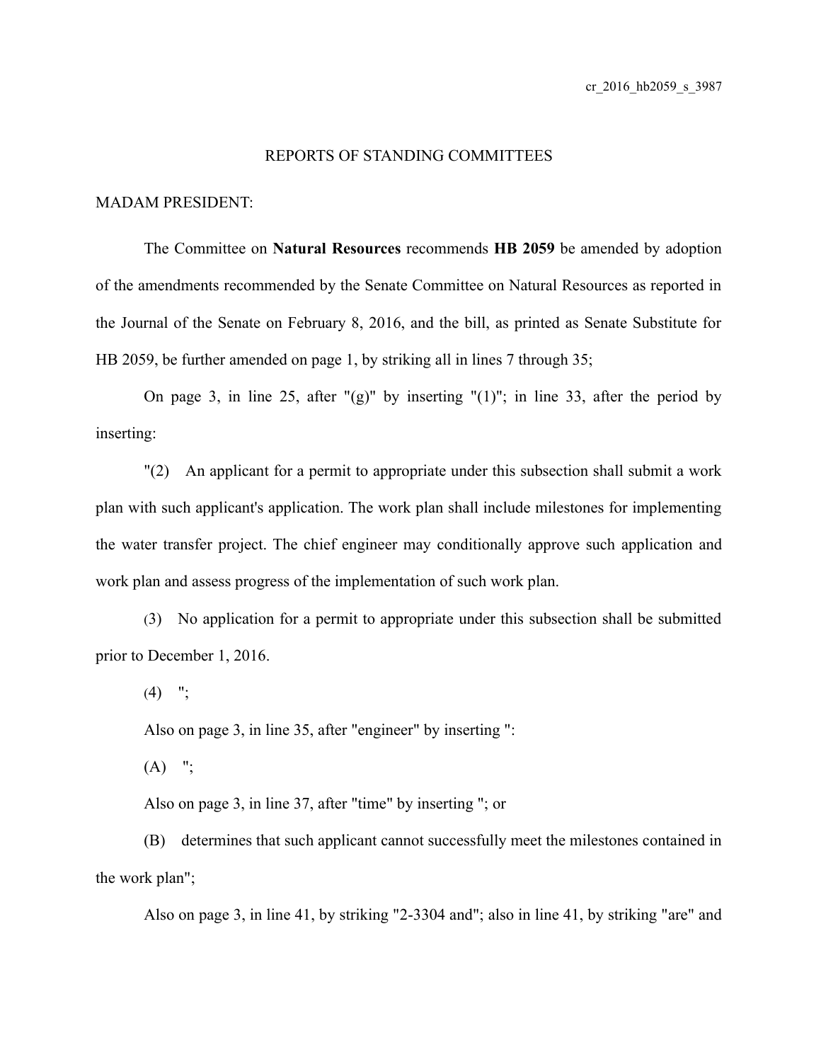cr_2016_hb2059_s_3987

REPORTS OF STANDING COMMITTEES

MADAM PRESIDENT:

The Committee on **Natural Resources** recommends **HB 2059** be amended by adoption of the amendments recommended by the Senate Committee on Natural Resources as reported in the Journal of the Senate on February 8, 2016, and the bill, as printed as Senate Substitute for HB 2059, be further amended on page 1, by striking all in lines 7 through 35;

On page 3, in line 25, after "(g)" by inserting "(1)"; in line 33, after the period by inserting:

"(2) An applicant for a permit to appropriate under this subsection shall submit a work plan with such applicant's application. The work plan shall include milestones for implementing the water transfer project. The chief engineer may conditionally approve such application and work plan and assess progress of the implementation of such work plan.

(3) No application for a permit to appropriate under this subsection shall be submitted prior to December 1, 2016.

(4) ";

Also on page 3, in line 35, after "engineer" by inserting ":

(A) ";

Also on page 3, in line 37, after "time" by inserting "; or

(B) determines that such applicant cannot successfully meet the milestones contained in the work plan";

Also on page 3, in line 41, by striking "2-3304 and"; also in line 41, by striking "are" and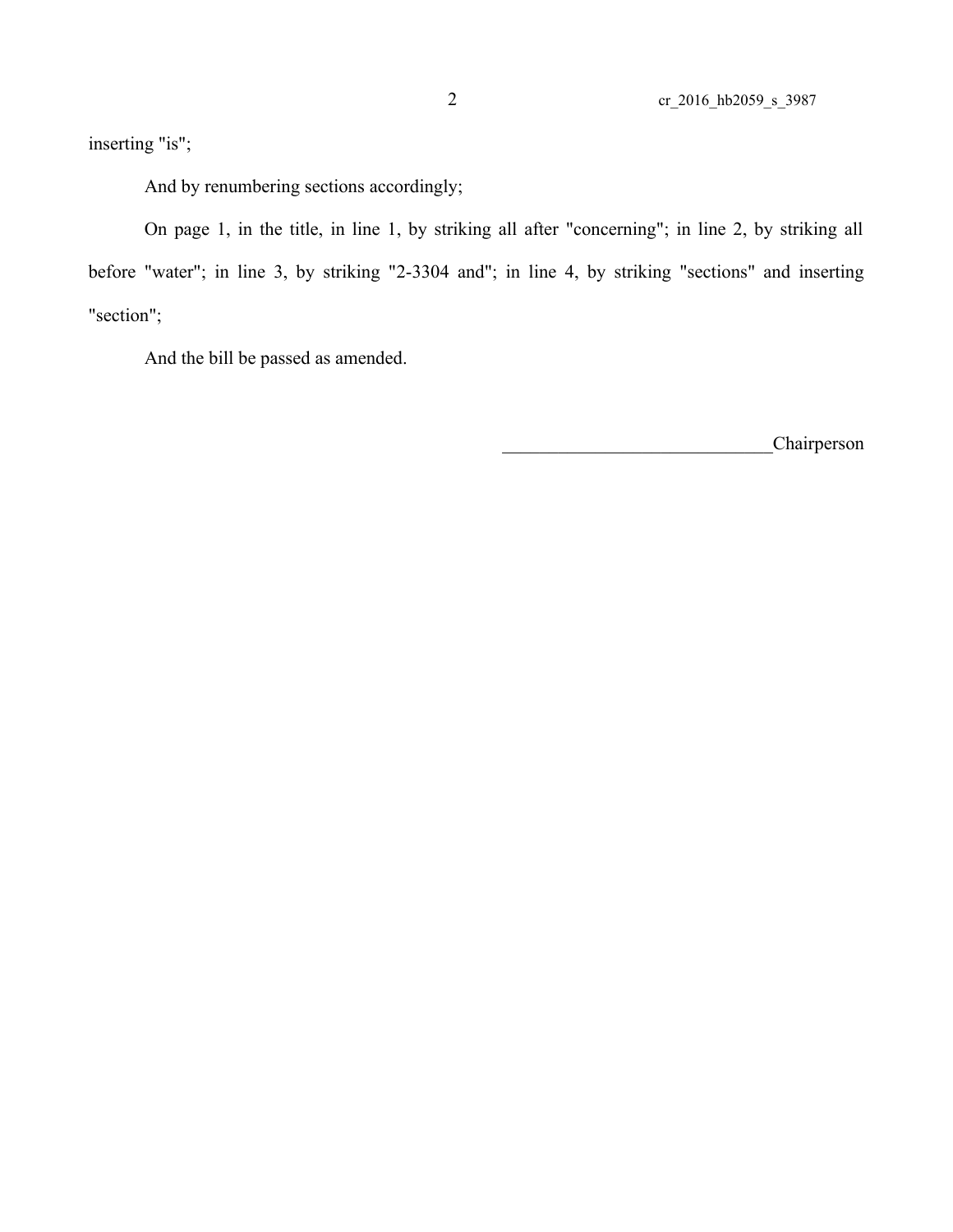inserting "is";

And by renumbering sections accordingly;

On page 1, in the title, in line 1, by striking all after "concerning"; in line 2, by striking all before "water"; in line 3, by striking "2-3304 and"; in line 4, by striking "sections" and inserting "section";

And the bill be passed as amended.

_____________________________Chairperson